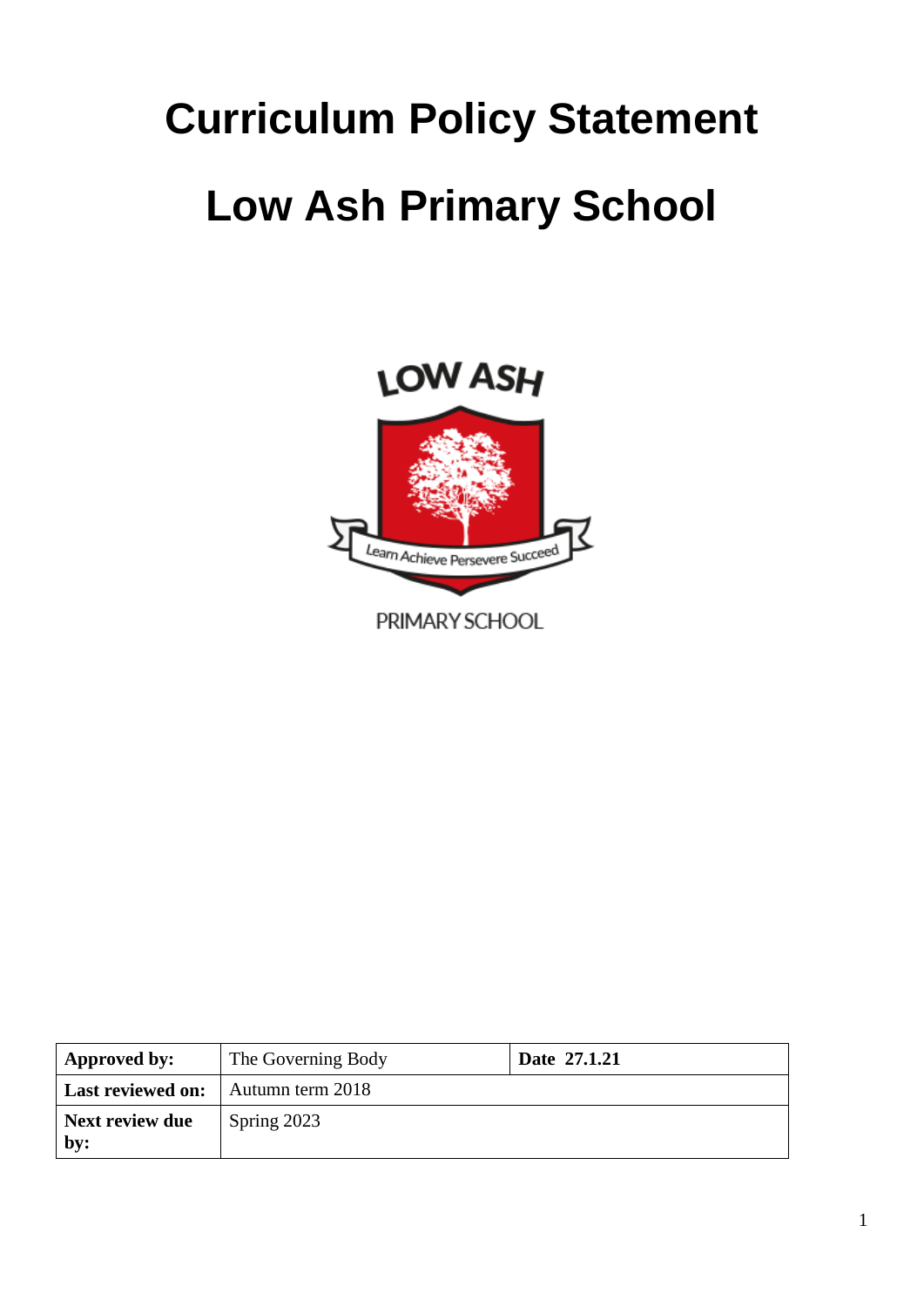# Curriculum Policy Statement

# Low Ash Primary School

LOW ASH

Learn Achieve Persevere Succeed

PRIMARY SCHOOL

| | | |
|---|---|---|
| **Approved by:** | The Governing Body | **Date 27.1.21** |
| **Last reviewed on:** | Autumn term 2018 | |
| **Next review due by:** | Spring 2023 | |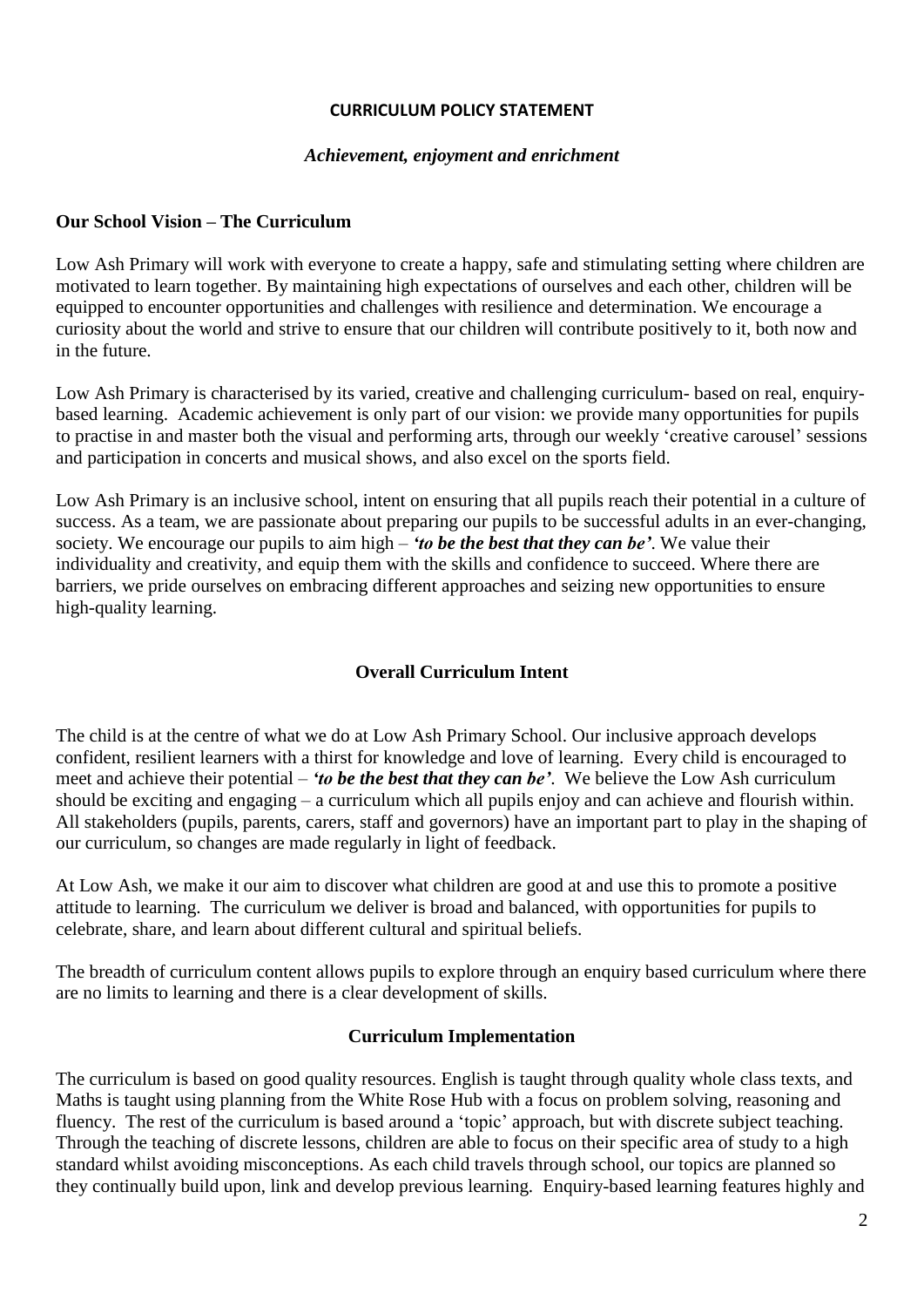**CURRICULUM POLICY STATEMENT**

*Achievement, enjoyment and enrichment*

## Our School Vision – The Curriculum

Low Ash Primary will work with everyone to create a happy, safe and stimulating setting where children are motivated to learn together. By maintaining high expectations of ourselves and each other, children will be equipped to encounter opportunities and challenges with resilience and determination. We encourage a curiosity about the world and strive to ensure that our children will contribute positively to it, both now and in the future.

Low Ash Primary is characterised by its varied, creative and challenging curriculum- based on real, enquiry-based learning. Academic achievement is only part of our vision: we provide many opportunities for pupils to practise in and master both the visual and performing arts, through our weekly 'creative carousel' sessions and participation in concerts and musical shows, and also excel on the sports field.

Low Ash Primary is an inclusive school, intent on ensuring that all pupils reach their potential in a culture of success. As a team, we are passionate about preparing our pupils to be successful adults in an ever-changing, society. We encourage our pupils to aim high – ***'to be the best that they can be'***. We value their individuality and creativity, and equip them with the skills and confidence to succeed. Where there are barriers, we pride ourselves on embracing different approaches and seizing new opportunities to ensure high-quality learning.

## Overall Curriculum Intent

The child is at the centre of what we do at Low Ash Primary School. Our inclusive approach develops confident, resilient learners with a thirst for knowledge and love of learning. Every child is encouraged to meet and achieve their potential – ***'to be the best that they can be'***. We believe the Low Ash curriculum should be exciting and engaging – a curriculum which all pupils enjoy and can achieve and flourish within. All stakeholders (pupils, parents, carers, staff and governors) have an important part to play in the shaping of our curriculum, so changes are made regularly in light of feedback.

At Low Ash, we make it our aim to discover what children are good at and use this to promote a positive attitude to learning. The curriculum we deliver is broad and balanced, with opportunities for pupils to celebrate, share, and learn about different cultural and spiritual beliefs.

The breadth of curriculum content allows pupils to explore through an enquiry based curriculum where there are no limits to learning and there is a clear development of skills.

## Curriculum Implementation

The curriculum is based on good quality resources. English is taught through quality whole class texts, and Maths is taught using planning from the White Rose Hub with a focus on problem solving, reasoning and fluency. The rest of the curriculum is based around a 'topic' approach, but with discrete subject teaching. Through the teaching of discrete lessons, children are able to focus on their specific area of study to a high standard whilst avoiding misconceptions. As each child travels through school, our topics are planned so they continually build upon, link and develop previous learning. Enquiry-based learning features highly and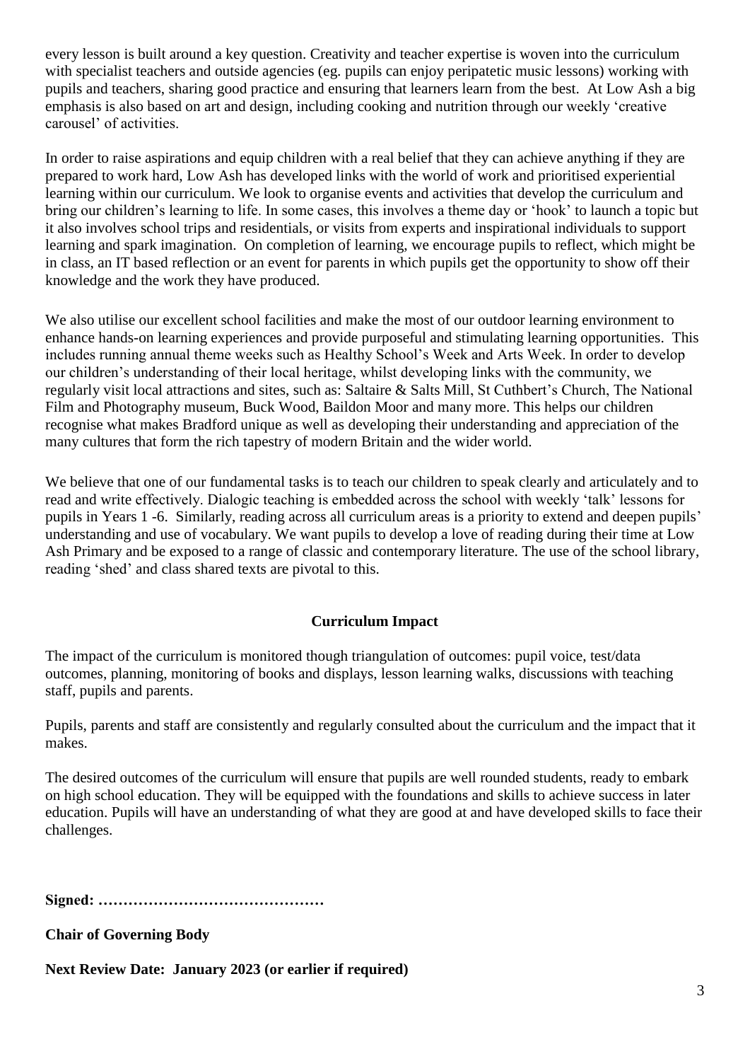every lesson is built around a key question. Creativity and teacher expertise is woven into the curriculum with specialist teachers and outside agencies (eg. pupils can enjoy peripatetic music lessons) working with pupils and teachers, sharing good practice and ensuring that learners learn from the best. At Low Ash a big emphasis is also based on art and design, including cooking and nutrition through our weekly 'creative carousel' of activities.

In order to raise aspirations and equip children with a real belief that they can achieve anything if they are prepared to work hard, Low Ash has developed links with the world of work and prioritised experiential learning within our curriculum. We look to organise events and activities that develop the curriculum and bring our children's learning to life. In some cases, this involves a theme day or 'hook' to launch a topic but it also involves school trips and residentials, or visits from experts and inspirational individuals to support learning and spark imagination. On completion of learning, we encourage pupils to reflect, which might be in class, an IT based reflection or an event for parents in which pupils get the opportunity to show off their knowledge and the work they have produced.

We also utilise our excellent school facilities and make the most of our outdoor learning environment to enhance hands-on learning experiences and provide purposeful and stimulating learning opportunities. This includes running annual theme weeks such as Healthy School's Week and Arts Week. In order to develop our children's understanding of their local heritage, whilst developing links with the community, we regularly visit local attractions and sites, such as: Saltaire & Salts Mill, St Cuthbert's Church, The National Film and Photography museum, Buck Wood, Baildon Moor and many more. This helps our children recognise what makes Bradford unique as well as developing their understanding and appreciation of the many cultures that form the rich tapestry of modern Britain and the wider world.

We believe that one of our fundamental tasks is to teach our children to speak clearly and articulately and to read and write effectively. Dialogic teaching is embedded across the school with weekly 'talk' lessons for pupils in Years 1 -6. Similarly, reading across all curriculum areas is a priority to extend and deepen pupils' understanding and use of vocabulary. We want pupils to develop a love of reading during their time at Low Ash Primary and be exposed to a range of classic and contemporary literature. The use of the school library, reading 'shed' and class shared texts are pivotal to this.

## Curriculum Impact

The impact of the curriculum is monitored though triangulation of outcomes: pupil voice, test/data outcomes, planning, monitoring of books and displays, lesson learning walks, discussions with teaching staff, pupils and parents.

Pupils, parents and staff are consistently and regularly consulted about the curriculum and the impact that it makes.

The desired outcomes of the curriculum will ensure that pupils are well rounded students, ready to embark on high school education. They will be equipped with the foundations and skills to achieve success in later education. Pupils will have an understanding of what they are good at and have developed skills to face their challenges.

**Signed: ………………………………………**

**Chair of Governing Body**

**Next Review Date: January 2023 (or earlier if required)**